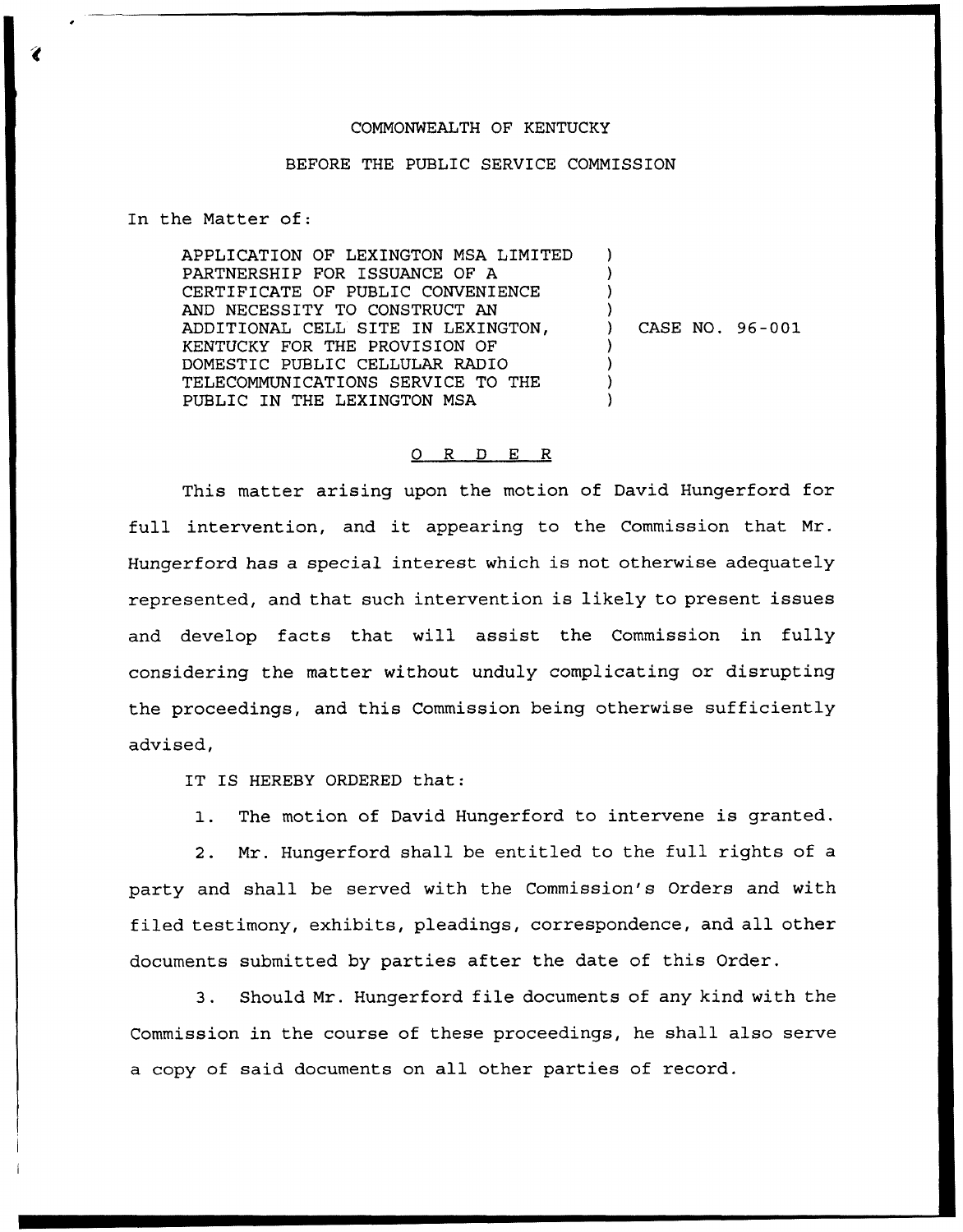COMMONWEALTH OF KENTUCKY

BEFORE THE PUBLIC SERVICE COMMISSION

In the Matter of:

| | |
|---|---|
| APPLICATION OF LEXINGTON MSA LIMITED PARTNERSHIP FOR ISSUANCE OF A CERTIFICATE OF PUBLIC CONVENIENCE AND NECESSITY TO CONSTRUCT AN ADDITIONAL CELL SITE IN LEXINGTON, KENTUCKY FOR THE PROVISION OF DOMESTIC PUBLIC CELLULAR RADIO TELECOMMUNICATIONS SERVICE TO THE PUBLIC IN THE LEXINGTON MSA | CASE NO. 96-001 |

## O R D E R

This matter arising upon the motion of David Hungerford for full intervention, and it appearing to the Commission that Mr. Hungerford has a special interest which is not otherwise adequately represented, and that such intervention is likely to present issues and develop facts that will assist the Commission in fully considering the matter without unduly complicating or disrupting the proceedings, and this Commission being otherwise sufficiently advised,

IT IS HEREBY ORDERED that:

1. The motion of David Hungerford to intervene is granted.

2. Mr. Hungerford shall be entitled to the full rights of a party and shall be served with the Commission's Orders and with filed testimony, exhibits, pleadings, correspondence, and all other documents submitted by parties after the date of this Order.

3. Should Mr. Hungerford file documents of any kind with the Commission in the course of these proceedings, he shall also serve a copy of said documents on all other parties of record.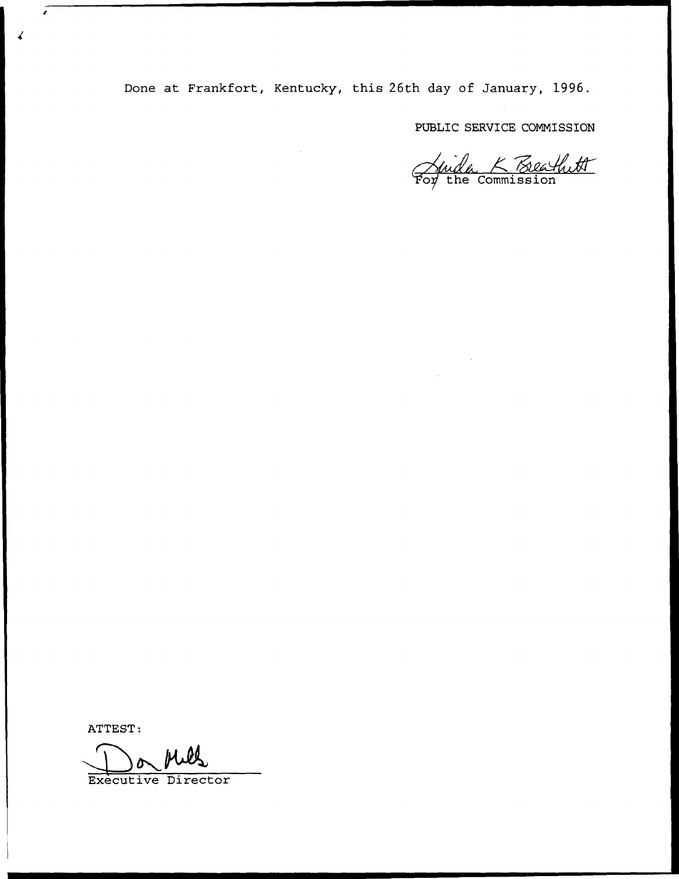Done at Frankfort, Kentucky, this 26th day of January, 1996.

PUBLIC SERVICE COMMISSION

For the Commission

ATTEST:

Executive Director